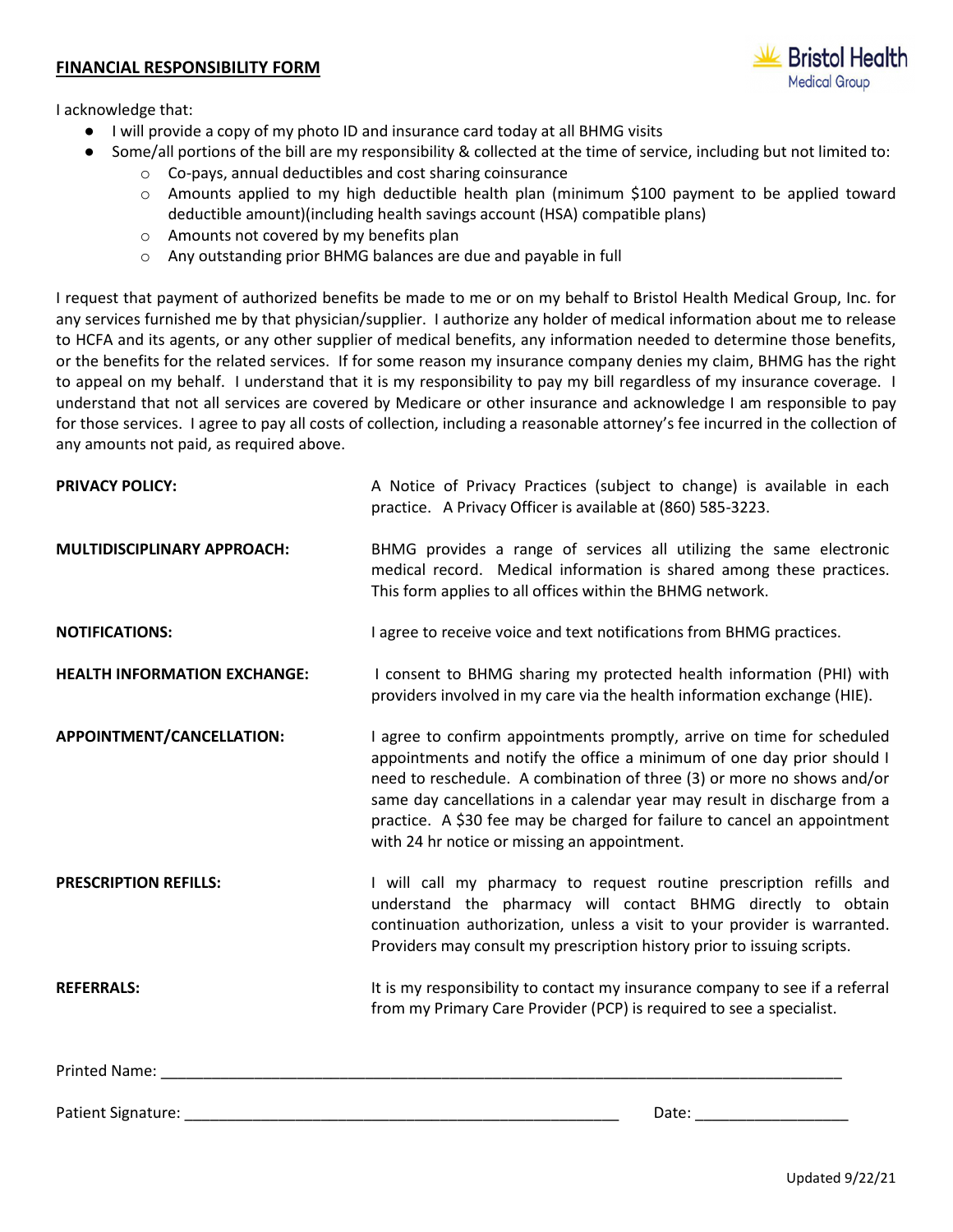# FINANCIAL RESPONSIBILITY FORM

Bristol Health Medical Group

I acknowledge that:

- I will provide a copy of my photo ID and insurance card today at all BHMG visits
- Some/all portions of the bill are my responsibility & collected at the time of service, including but not limited to:
  - Co-pays, annual deductibles and cost sharing coinsurance
  - Amounts applied to my high deductible health plan (minimum $100 payment to be applied toward deductible amount)(including health savings account (HSA) compatible plans)
  - Amounts not covered by my benefits plan
  - Any outstanding prior BHMG balances are due and payable in full

I request that payment of authorized benefits be made to me or on my behalf to Bristol Health Medical Group, Inc. for any services furnished me by that physician/supplier. I authorize any holder of medical information about me to release to HCFA and its agents, or any other supplier of medical benefits, any information needed to determine those benefits, or the benefits for the related services. If for some reason my insurance company denies my claim, BHMG has the right to appeal on my behalf. I understand that it is my responsibility to pay my bill regardless of my insurance coverage. I understand that not all services are covered by Medicare or other insurance and acknowledge I am responsible to pay for those services. I agree to pay all costs of collection, including a reasonable attorney's fee incurred in the collection of any amounts not paid, as required above.

**PRIVACY POLICY:** A Notice of Privacy Practices (subject to change) is available in each practice. A Privacy Officer is available at (860) 585-3223.

**MULTIDISCIPLINARY APPROACH:** BHMG provides a range of services all utilizing the same electronic medical record. Medical information is shared among these practices. This form applies to all offices within the BHMG network.

**NOTIFICATIONS:** I agree to receive voice and text notifications from BHMG practices.

**HEALTH INFORMATION EXCHANGE:** I consent to BHMG sharing my protected health information (PHI) with providers involved in my care via the health information exchange (HIE).

**APPOINTMENT/CANCELLATION:** I agree to confirm appointments promptly, arrive on time for scheduled appointments and notify the office a minimum of one day prior should I need to reschedule. A combination of three (3) or more no shows and/or same day cancellations in a calendar year may result in discharge from a practice. A $30 fee may be charged for failure to cancel an appointment with 24 hr notice or missing an appointment.

**PRESCRIPTION REFILLS:** I will call my pharmacy to request routine prescription refills and understand the pharmacy will contact BHMG directly to obtain continuation authorization, unless a visit to your provider is warranted. Providers may consult my prescription history prior to issuing scripts.

**REFERRALS:** It is my responsibility to contact my insurance company to see if a referral from my Primary Care Provider (PCP) is required to see a specialist.

Printed Name: ______________________________________________

Patient Signature: ______________________________________ Date: __________________

Updated 9/22/21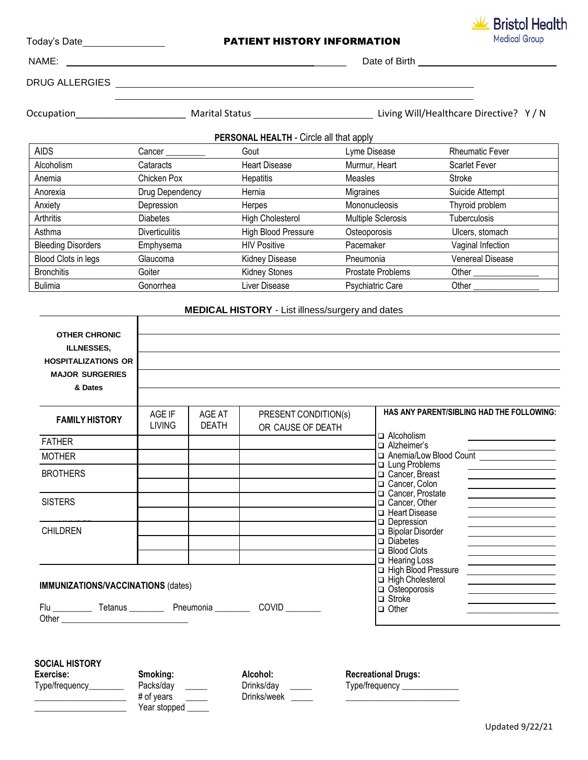Today's Date_______________ **PATIENT HISTORY INFORMATION** Bristol Health Medical Group

NAME: ______________________________________________ Date of Birth ______________________

DRUG ALLERGIES ______________________________________________________________

______________________________________________________________

Occupation_____________________ Marital Status ______________________ Living Will/Healthcare Directive? Y / N

**PERSONAL HEALTH** - Circle all that apply

| | | | | |
|---|---|---|---|---|
| AIDS | Cancer ________ | Gout | Lyme Disease | Rheumatic Fever |
| Alcoholism | Cataracts | Heart Disease | Murmur, Heart | Scarlet Fever |
| Anemia | Chicken Pox | Hepatitis | Measles | Stroke |
| Anorexia | Drug Dependency | Hernia | Migraines | Suicide Attempt |
| Anxiety | Depression | Herpes | Mononucleosis | Thyroid problem |
| Arthritis | Diabetes | High Cholesterol | Multiple Sclerosis | Tuberculosis |
| Asthma | Diverticulitis | High Blood Pressure | Osteoporosis | Ulcers, stomach |
| Bleeding Disorders | Emphysema | HIV Positive | Pacemaker | Vaginal Infection |
| Blood Clots in legs | Glaucoma | Kidney Disease | Pneumonia | Venereal Disease |
| Bronchitis | Goiter | Kidney Stones | Prostate Problems | Other ______________ |
| Bulimia | Gonorrhea | Liver Disease | Psychiatric Care | Other ______________ |

**MEDICAL HISTORY** - List illness/surgery and dates

| | |
|---|---|
| **OTHER CHRONIC ILLNESSES, HOSPITALIZATIONS OR MAJOR SURGERIES & Dates** | |
| | |
| | |
| | |
| | |

| **FAMILY HISTORY** | AGE IF LIVING | AGE AT DEATH | PRESENT CONDITION(s) OR CAUSE OF DEATH |
|---|---|---|---|
| FATHER | | | |
| MOTHER | | | |
| BROTHERS | | | |
| | | | |
| SISTERS | | | |
| | | | |
| CHILDREN | | | |
| | | | |
| | | | |

**HAS ANY PARENT/SIBLING HAD THE FOLLOWING:**

- ❑ Alcoholism ______________
- ❑ Alzheimer's ______________
- ❑ Anemia/Low Blood Count ______________
- ❑ Lung Problems ______________
- ❑ Cancer, Breast ______________
- ❑ Cancer, Colon ______________
- ❑ Cancer, Prostate ______________
- ❑ Cancer, Other ______________
- ❑ Heart Disease ______________
- ❑ Depression ______________
- ❑ Bipolar Disorder ______________
- ❑ Diabetes ______________
- ❑ Blood Clots ______________
- ❑ Hearing Loss ______________
- ❑ High Blood Pressure ______________
- ❑ High Cholesterol ______________
- ❑ Osteoporosis ______________
- ❑ Stroke ______________
- ❑ Other ______________

**IMMUNIZATIONS/VACCINATIONS** (dates)

Flu ________ Tetanus ________ Pneumonia ________ COVID ________

Other ____________________________

**SOCIAL HISTORY**

**Exercise:**
Type/frequency________
____________________
____________________

**Smoking:**
Packs/day _____
# of years _____
Year stopped _____

**Alcohol:**
Drinks/day _____
Drinks/week _____

**Recreational Drugs:**
Type/frequency ____________
________________________

Updated 9/22/21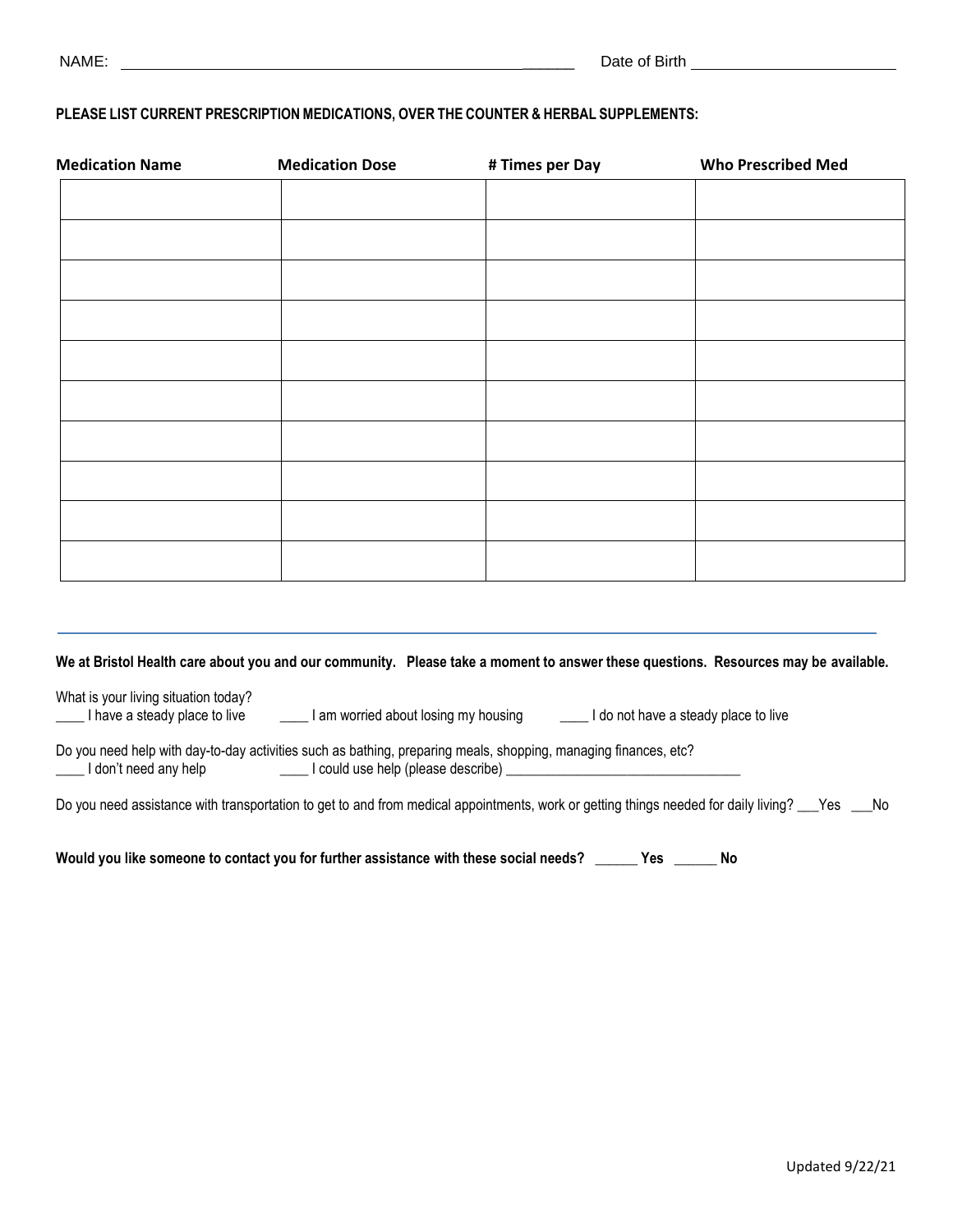NAME: ______________________________________________________ Date of Birth ________________________

**PLEASE LIST CURRENT PRESCRIPTION MEDICATIONS, OVER THE COUNTER & HERBAL SUPPLEMENTS:**

| Medication Name | Medication Dose | # Times per Day | Who Prescribed Med |
|---|---|---|---|
| | | | |
| | | | |
| | | | |
| | | | |
| | | | |
| | | | |
| | | | |
| | | | |
| | | | |
| | | | |

---

**We at Bristol Health care about you and our community. Please take a moment to answer these questions. Resources may be available.**

What is your living situation today?
____ I have a steady place to live ____ I am worried about losing my housing ____ I do not have a steady place to live

Do you need help with day-to-day activities such as bathing, preparing meals, shopping, managing finances, etc?
____ I don't need any help ____ I could use help (please describe) _________________________________

Do you need assistance with transportation to get to and from medical appointments, work or getting things needed for daily living? ___Yes ___No

**Would you like someone to contact you for further assistance with these social needs? ______ Yes ______ No**

Updated 9/22/21